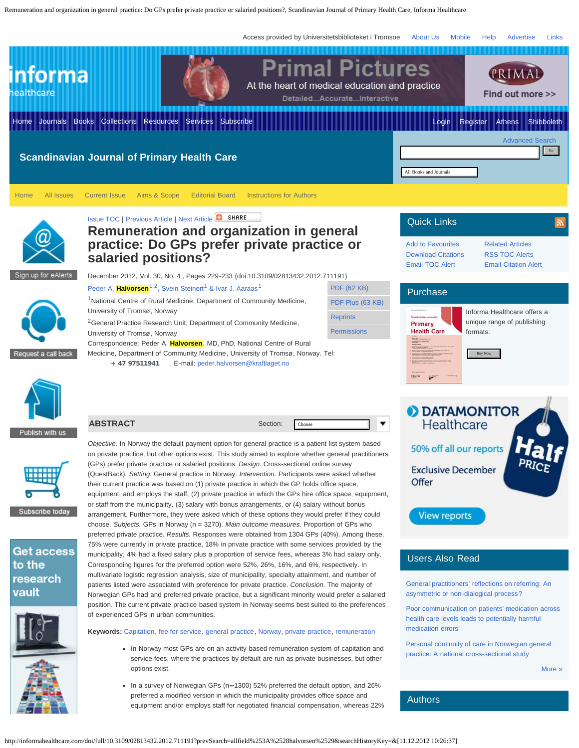# Remuneration and organization in general practice: Do GPs prefer private practice or salaried positions?

December 2012, Vol. 30, No. 4 , Pages 229-233 (doi:10.3109/02813432.2012.711191)

Peder A. Halvorsen[1,2], Svein Steinert[1] & Ivar J. Aaraas[1]

[1]National Centre of Rural Medicine, Department of Community Medicine, University of Tromsø, Norway

[2]General Practice Research Unit, Department of Community Medicine, University of Tromsø, Norway

Correspondence: Peder A. Halvorsen, MD, PhD, National Centre of Rural Medicine, Department of Community Medicine, University of Tromsø, Norway. Tel: + 47 97511941 . E-mail: peder.halvorsen@kraftlaget.no

## ABSTRACT

*Objective.* In Norway the default payment option for general practice is a patient list system based on private practice, but other options exist. This study aimed to explore whether general practitioners (GPs) prefer private practice or salaried positions. *Design.* Cross-sectional online survey (QuestBack). *Setting.* General practice in Norway. *Intervention.* Participants were asked whether their current practice was based on (1) private practice in which the GP holds office space, equipment, and employs the staff, (2) private practice in which the GPs hire office space, equipment, or staff from the municipality, (3) salary with bonus arrangements, or (4) salary without bonus arrangement. Furthermore, they were asked which of these options they would prefer if they could choose. *Subjects.* GPs in Norway (n = 3270). *Main outcome measures.* Proportion of GPs who preferred private practice. *Results.* Responses were obtained from 1304 GPs (40%). Among these, 75% were currently in private practice, 18% in private practice with some services provided by the municipality, 4% had a fixed salary plus a proportion of service fees, whereas 3% had salary only. Corresponding figures for the preferred option were 52%, 26%, 16%, and 6%, respectively. In multivariate logistic regression analysis, size of municipality, specialty attainment, and number of patients listed were associated with preference for private practice. *Conclusion.* The majority of Norwegian GPs had and preferred private practice, but a significant minority would prefer a salaried position. The current private practice based system in Norway seems best suited to the preferences of experienced GPs in urban communities.

**Keywords:** Capitation, fee for service, general practice, Norway, private practice, remuneration

- In Norway most GPs are on an activity-based remuneration system of capitation and service fees, where the practices by default are run as private businesses, but other options exist.
- In a survey of Norwegian GPs (n≈1300) 52% preferred the default option, and 26% preferred a modified version in which the municipality provides office space and equipment and/or employs staff for negotiated financial compensation, whereas 22%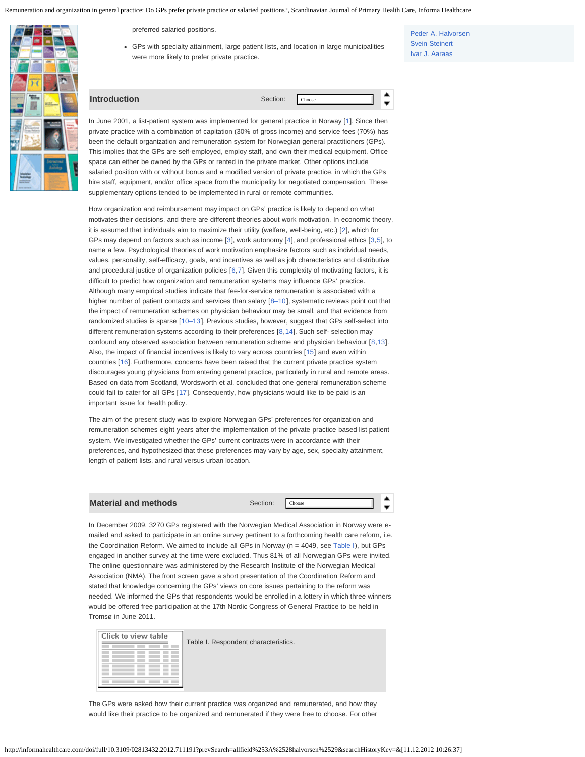preferred salaried positions.

- GPs with specialty attainment, large patient lists, and location in large municipalities were more likely to prefer private practice.

## Introduction

In June 2001, a list-patient system was implemented for general practice in Norway [1]. Since then private practice with a combination of capitation (30% of gross income) and service fees (70%) has been the default organization and remuneration system for Norwegian general practitioners (GPs). This implies that the GPs are self-employed, employ staff, and own their medical equipment. Office space can either be owned by the GPs or rented in the private market. Other options include salaried position with or without bonus and a modified version of private practice, in which the GPs hire staff, equipment, and/or office space from the municipality for negotiated compensation. These supplementary options tended to be implemented in rural or remote communities.

How organization and reimbursement may impact on GPs' practice is likely to depend on what motivates their decisions, and there are different theories about work motivation. In economic theory, it is assumed that individuals aim to maximize their utility (welfare, well-being, etc.) [2], which for GPs may depend on factors such as income [3], work autonomy [4], and professional ethics [3,5], to name a few. Psychological theories of work motivation emphasize factors such as individual needs, values, personality, self-efficacy, goals, and incentives as well as job characteristics and distributive and procedural justice of organization policies [6,7]. Given this complexity of motivating factors, it is difficult to predict how organization and remuneration systems may influence GPs' practice. Although many empirical studies indicate that fee-for-service remuneration is associated with a higher number of patient contacts and services than salary [8–10], systematic reviews point out that the impact of remuneration schemes on physician behaviour may be small, and that evidence from randomized studies is sparse [10–13]. Previous studies, however, suggest that GPs self-select into different remuneration systems according to their preferences [8,14]. Such self- selection may confound any observed association between remuneration scheme and physician behaviour [8,13]. Also, the impact of financial incentives is likely to vary across countries [15] and even within countries [16]. Furthermore, concerns have been raised that the current private practice system discourages young physicians from entering general practice, particularly in rural and remote areas. Based on data from Scotland, Wordsworth et al. concluded that one general remuneration scheme could fail to cater for all GPs [17]. Consequently, how physicians would like to be paid is an important issue for health policy.

The aim of the present study was to explore Norwegian GPs' preferences for organization and remuneration schemes eight years after the implementation of the private practice based list patient system. We investigated whether the GPs' current contracts were in accordance with their preferences, and hypothesized that these preferences may vary by age, sex, specialty attainment, length of patient lists, and rural versus urban location.

## Material and methods

In December 2009, 3270 GPs registered with the Norwegian Medical Association in Norway were e-mailed and asked to participate in an online survey pertinent to a forthcoming health care reform, i.e. the Coordination Reform. We aimed to include all GPs in Norway (n = 4049, see Table I), but GPs engaged in another survey at the time were excluded. Thus 81% of all Norwegian GPs were invited. The online questionnaire was administered by the Research Institute of the Norwegian Medical Association (NMA). The front screen gave a short presentation of the Coordination Reform and stated that knowledge concerning the GPs' views on core issues pertaining to the reform was needed. We informed the GPs that respondents would be enrolled in a lottery in which three winners would be offered free participation at the 17th Nordic Congress of General Practice to be held in Tromsø in June 2011.

Table I. Respondent characteristics.

The GPs were asked how their current practice was organized and remunerated, and how they would like their practice to be organized and remunerated if they were free to choose. For other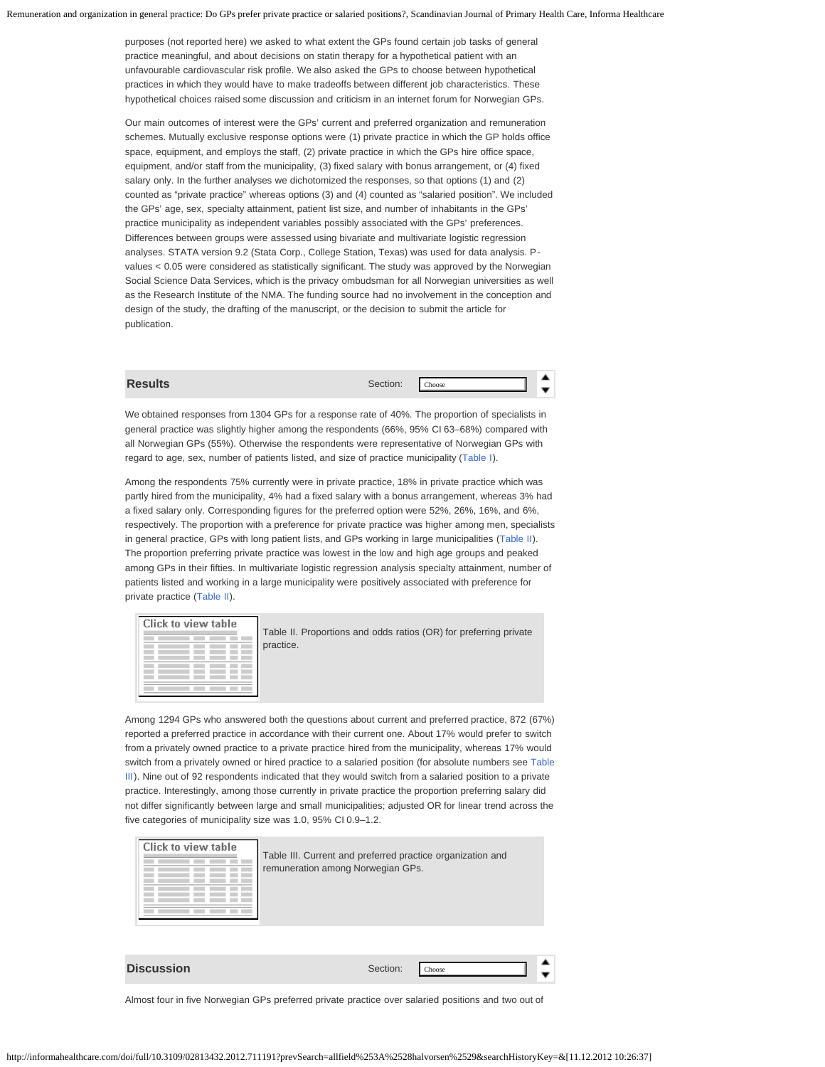purposes (not reported here) we asked to what extent the GPs found certain job tasks of general practice meaningful, and about decisions on statin therapy for a hypothetical patient with an unfavourable cardiovascular risk profile. We also asked the GPs to choose between hypothetical practices in which they would have to make tradeoffs between different job characteristics. These hypothetical choices raised some discussion and criticism in an internet forum for Norwegian GPs.

Our main outcomes of interest were the GPs' current and preferred organization and remuneration schemes. Mutually exclusive response options were (1) private practice in which the GP holds office space, equipment, and employs the staff, (2) private practice in which the GPs hire office space, equipment, and/or staff from the municipality, (3) fixed salary with bonus arrangement, or (4) fixed salary only. In the further analyses we dichotomized the responses, so that options (1) and (2) counted as "private practice" whereas options (3) and (4) counted as "salaried position". We included the GPs' age, sex, specialty attainment, patient list size, and number of inhabitants in the GPs' practice municipality as independent variables possibly associated with the GPs' preferences. Differences between groups were assessed using bivariate and multivariate logistic regression analyses. STATA version 9.2 (Stata Corp., College Station, Texas) was used for data analysis. P-values < 0.05 were considered as statistically significant. The study was approved by the Norwegian Social Science Data Services, which is the privacy ombudsman for all Norwegian universities as well as the Research Institute of the NMA. The funding source had no involvement in the conception and design of the study, the drafting of the manuscript, or the decision to submit the article for publication.

## Results

We obtained responses from 1304 GPs for a response rate of 40%. The proportion of specialists in general practice was slightly higher among the respondents (66%, 95% CI 63–68%) compared with all Norwegian GPs (55%). Otherwise the respondents were representative of Norwegian GPs with regard to age, sex, number of patients listed, and size of practice municipality (Table I).

Among the respondents 75% currently were in private practice, 18% in private practice which was partly hired from the municipality, 4% had a fixed salary with a bonus arrangement, whereas 3% had a fixed salary only. Corresponding figures for the preferred option were 52%, 26%, 16%, and 6%, respectively. The proportion with a preference for private practice was higher among men, specialists in general practice, GPs with long patient lists, and GPs working in large municipalities (Table II). The proportion preferring private practice was lowest in the low and high age groups and peaked among GPs in their fifties. In multivariate logistic regression analysis specialty attainment, number of patients listed and working in a large municipality were positively associated with preference for private practice (Table II).

Table II. Proportions and odds ratios (OR) for preferring private practice.

Among 1294 GPs who answered both the questions about current and preferred practice, 872 (67%) reported a preferred practice in accordance with their current one. About 17% would prefer to switch from a privately owned practice to a private practice hired from the municipality, whereas 17% would switch from a privately owned or hired practice to a salaried position (for absolute numbers see Table III). Nine out of 92 respondents indicated that they would switch from a salaried position to a private practice. Interestingly, among those currently in private practice the proportion preferring salary did not differ significantly between large and small municipalities; adjusted OR for linear trend across the five categories of municipality size was 1.0, 95% CI 0.9–1.2.

Table III. Current and preferred practice organization and remuneration among Norwegian GPs.

## Discussion

Almost four in five Norwegian GPs preferred private practice over salaried positions and two out of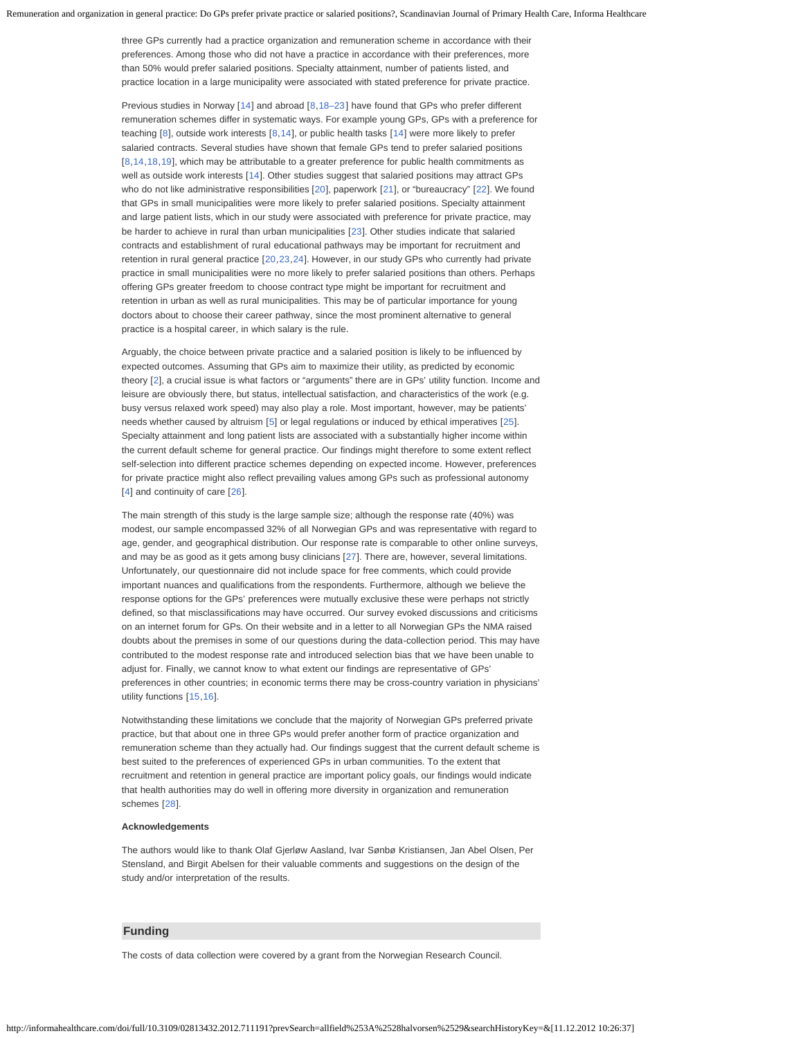three GPs currently had a practice organization and remuneration scheme in accordance with their preferences. Among those who did not have a practice in accordance with their preferences, more than 50% would prefer salaried positions. Specialty attainment, number of patients listed, and practice location in a large municipality were associated with stated preference for private practice.

Previous studies in Norway [14] and abroad [8,18–23] have found that GPs who prefer different remuneration schemes differ in systematic ways. For example young GPs, GPs with a preference for teaching [8], outside work interests [8,14], or public health tasks [14] were more likely to prefer salaried contracts. Several studies have shown that female GPs tend to prefer salaried positions [8,14,18,19], which may be attributable to a greater preference for public health commitments as well as outside work interests [14]. Other studies suggest that salaried positions may attract GPs who do not like administrative responsibilities [20], paperwork [21], or "bureaucracy" [22]. We found that GPs in small municipalities were more likely to prefer salaried positions. Specialty attainment and large patient lists, which in our study were associated with preference for private practice, may be harder to achieve in rural than urban municipalities [23]. Other studies indicate that salaried contracts and establishment of rural educational pathways may be important for recruitment and retention in rural general practice [20,23,24]. However, in our study GPs who currently had private practice in small municipalities were no more likely to prefer salaried positions than others. Perhaps offering GPs greater freedom to choose contract type might be important for recruitment and retention in urban as well as rural municipalities. This may be of particular importance for young doctors about to choose their career pathway, since the most prominent alternative to general practice is a hospital career, in which salary is the rule.

Arguably, the choice between private practice and a salaried position is likely to be influenced by expected outcomes. Assuming that GPs aim to maximize their utility, as predicted by economic theory [2], a crucial issue is what factors or "arguments" there are in GPs' utility function. Income and leisure are obviously there, but status, intellectual satisfaction, and characteristics of the work (e.g. busy versus relaxed work speed) may also play a role. Most important, however, may be patients' needs whether caused by altruism [5] or legal regulations or induced by ethical imperatives [25]. Specialty attainment and long patient lists are associated with a substantially higher income within the current default scheme for general practice. Our findings might therefore to some extent reflect self-selection into different practice schemes depending on expected income. However, preferences for private practice might also reflect prevailing values among GPs such as professional autonomy [4] and continuity of care [26].

The main strength of this study is the large sample size; although the response rate (40%) was modest, our sample encompassed 32% of all Norwegian GPs and was representative with regard to age, gender, and geographical distribution. Our response rate is comparable to other online surveys, and may be as good as it gets among busy clinicians [27]. There are, however, several limitations. Unfortunately, our questionnaire did not include space for free comments, which could provide important nuances and qualifications from the respondents. Furthermore, although we believe the response options for the GPs' preferences were mutually exclusive these were perhaps not strictly defined, so that misclassifications may have occurred. Our survey evoked discussions and criticisms on an internet forum for GPs. On their website and in a letter to all Norwegian GPs the NMA raised doubts about the premises in some of our questions during the data-collection period. This may have contributed to the modest response rate and introduced selection bias that we have been unable to adjust for. Finally, we cannot know to what extent our findings are representative of GPs' preferences in other countries; in economic terms there may be cross-country variation in physicians' utility functions [15,16].

Notwithstanding these limitations we conclude that the majority of Norwegian GPs preferred private practice, but that about one in three GPs would prefer another form of practice organization and remuneration scheme than they actually had. Our findings suggest that the current default scheme is best suited to the preferences of experienced GPs in urban communities. To the extent that recruitment and retention in general practice are important policy goals, our findings would indicate that health authorities may do well in offering more diversity in organization and remuneration schemes [28].

**Acknowledgements**

The authors would like to thank Olaf Gjerløw Aasland, Ivar Sønbø Kristiansen, Jan Abel Olsen, Per Stensland, and Birgit Abelsen for their valuable comments and suggestions on the design of the study and/or interpretation of the results.

## Funding

The costs of data collection were covered by a grant from the Norwegian Research Council.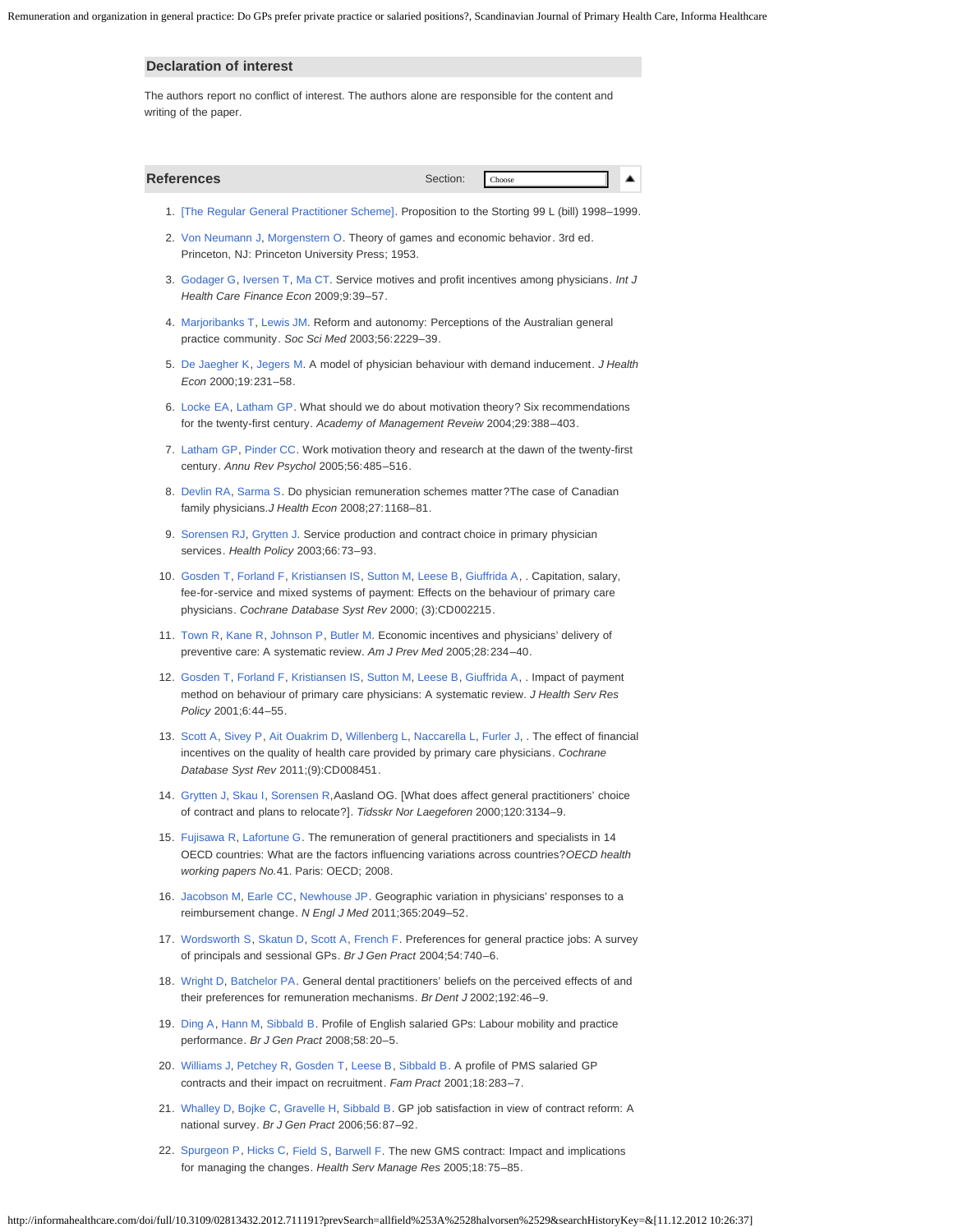## Declaration of interest

The authors report no conflict of interest. The authors alone are responsible for the content and writing of the paper.

## References

1. [The Regular General Practitioner Scheme]. Proposition to the Storting 99 L (bill) 1998–1999.
2. Von Neumann J, Morgenstern O. Theory of games and economic behavior. 3rd ed. Princeton, NJ: Princeton University Press; 1953.
3. Godager G, Iversen T, Ma CT. Service motives and profit incentives among physicians. *Int J Health Care Finance Econ* 2009;9:39–57.
4. Marjoribanks T, Lewis JM. Reform and autonomy: Perceptions of the Australian general practice community. *Soc Sci Med* 2003;56:2229–39.
5. De Jaegher K, Jegers M. A model of physician behaviour with demand inducement. *J Health Econ* 2000;19:231–58.
6. Locke EA, Latham GP. What should we do about motivation theory? Six recommendations for the twenty-first century. *Academy of Management Reveiw* 2004;29:388–403.
7. Latham GP, Pinder CC. Work motivation theory and research at the dawn of the twenty-first century. *Annu Rev Psychol* 2005;56:485–516.
8. Devlin RA, Sarma S. Do physician remuneration schemes matter?The case of Canadian family physicians.*J Health Econ* 2008;27:1168–81.
9. Sorensen RJ, Grytten J. Service production and contract choice in primary physician services. *Health Policy* 2003;66:73–93.
10. Gosden T, Forland F, Kristiansen IS, Sutton M, Leese B, Giuffrida A, . Capitation, salary, fee-for-service and mixed systems of payment: Effects on the behaviour of primary care physicians. *Cochrane Database Syst Rev* 2000; (3):CD002215.
11. Town R, Kane R, Johnson P, Butler M. Economic incentives and physicians' delivery of preventive care: A systematic review. *Am J Prev Med* 2005;28:234–40.
12. Gosden T, Forland F, Kristiansen IS, Sutton M, Leese B, Giuffrida A, . Impact of payment method on behaviour of primary care physicians: A systematic review. *J Health Serv Res Policy* 2001;6:44–55.
13. Scott A, Sivey P, Ait Ouakrim D, Willenberg L, Naccarella L, Furler J, . The effect of financial incentives on the quality of health care provided by primary care physicians. *Cochrane Database Syst Rev* 2011;(9):CD008451.
14. Grytten J, Skau I, Sorensen R,Aasland OG. [What does affect general practitioners' choice of contract and plans to relocate?]. *Tidsskr Nor Laegeforen* 2000;120:3134–9.
15. Fujisawa R, Lafortune G. The remuneration of general practitioners and specialists in 14 OECD countries: What are the factors influencing variations across countries?*OECD health working papers No.*41. Paris: OECD; 2008.
16. Jacobson M, Earle CC, Newhouse JP. Geographic variation in physicians' responses to a reimbursement change. *N Engl J Med* 2011;365:2049–52.
17. Wordsworth S, Skatun D, Scott A, French F. Preferences for general practice jobs: A survey of principals and sessional GPs. *Br J Gen Pract* 2004;54:740–6.
18. Wright D, Batchelor PA. General dental practitioners' beliefs on the perceived effects of and their preferences for remuneration mechanisms. *Br Dent J* 2002;192:46–9.
19. Ding A, Hann M, Sibbald B. Profile of English salaried GPs: Labour mobility and practice performance. *Br J Gen Pract* 2008;58:20–5.
20. Williams J, Petchey R, Gosden T, Leese B, Sibbald B. A profile of PMS salaried GP contracts and their impact on recruitment. *Fam Pract* 2001;18:283–7.
21. Whalley D, Bojke C, Gravelle H, Sibbald B. GP job satisfaction in view of contract reform: A national survey. *Br J Gen Pract* 2006;56:87–92.
22. Spurgeon P, Hicks C, Field S, Barwell F. The new GMS contract: Impact and implications for managing the changes. *Health Serv Manage Res* 2005;18:75–85.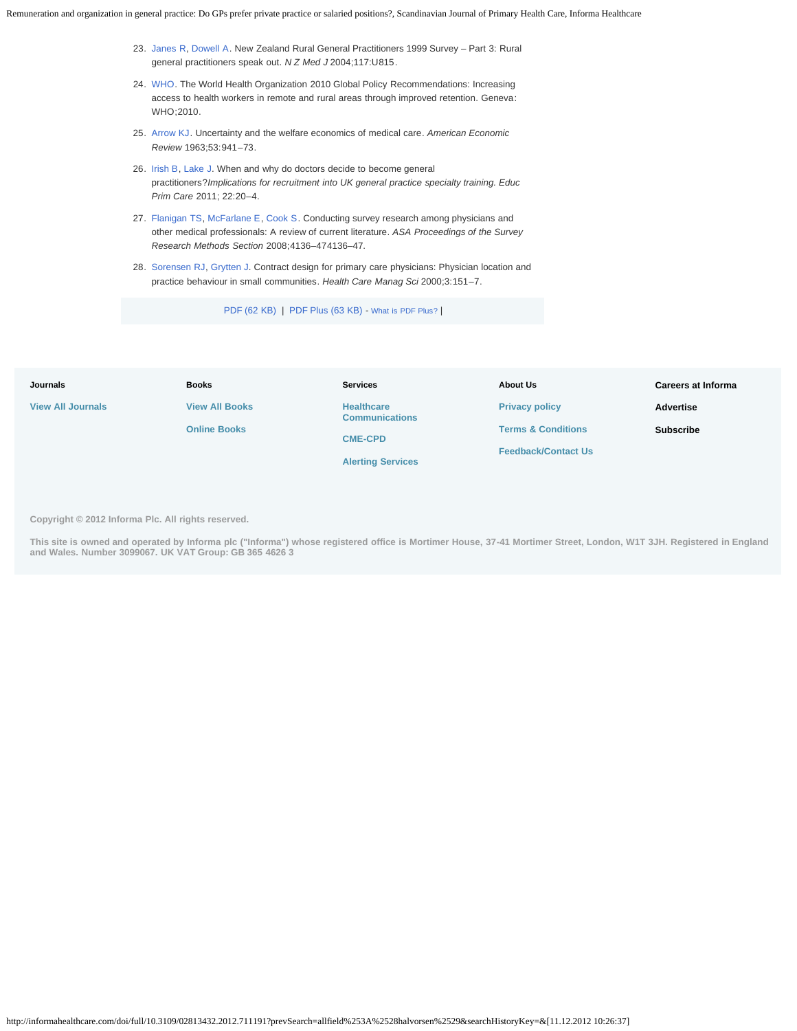23. Janes R, Dowell A. New Zealand Rural General Practitioners 1999 Survey – Part 3: Rural general practitioners speak out. *N Z Med J* 2004;117:U815.

24. WHO. The World Health Organization 2010 Global Policy Recommendations: Increasing access to health workers in remote and rural areas through improved retention. Geneva: WHO;2010.

25. Arrow KJ. Uncertainty and the welfare economics of medical care. *American Economic Review* 1963;53:941–73.

26. Irish B, Lake J. When and why do doctors decide to become general practitioners?*Implications for recruitment into UK general practice specialty training. Educ Prim Care* 2011; 22:20–4.

27. Flanigan TS, McFarlane E, Cook S. Conducting survey research among physicians and other medical professionals: A review of current literature. *ASA Proceedings of the Survey Research Methods Section* 2008;4136–474136–47.

28. Sorensen RJ, Grytten J. Contract design for primary care physicians: Physician location and practice behaviour in small communities. *Health Care Manag Sci* 2000;3:151–7.

PDF (62 KB) | PDF Plus (63 KB) - What is PDF Plus? |

**Journals**

**View All Journals**

**Books**

**View All Books**

**Online Books**

**Services**

**Healthcare Communications**

**CME-CPD**

**Alerting Services**

**About Us**

**Privacy policy**

**Terms & Conditions**

**Feedback/Contact Us**

**Careers at Informa**

**Advertise**

**Subscribe**

Copyright © 2012 Informa Plc. All rights reserved.

This site is owned and operated by Informa plc ("Informa") whose registered office is Mortimer House, 37-41 Mortimer Street, London, W1T 3JH. Registered in England and Wales. Number 3099067. UK VAT Group: GB 365 4626 3